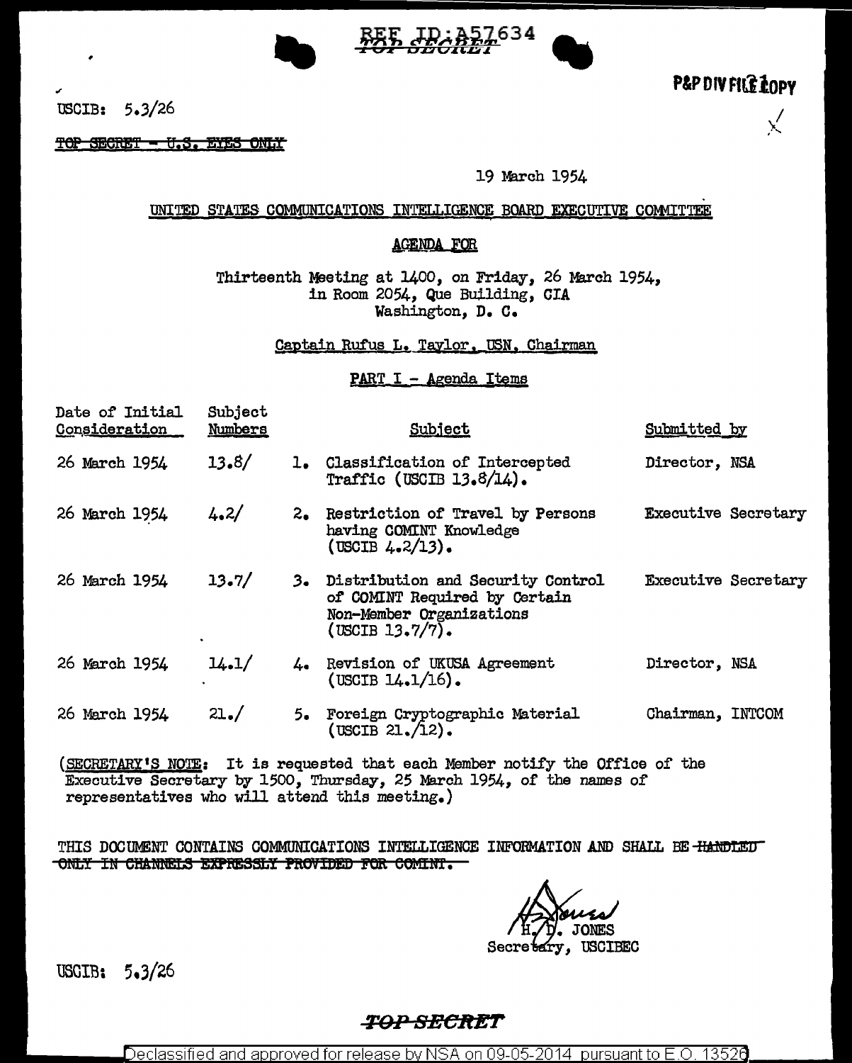REF ID:A57634
TOP SECRET

P&P DIV FILE COPY

USCIB: 5.3/26

~~TOP SECRET - U.S. EYES ONLY~~

19 March 1954

UNITED STATES COMMUNICATIONS INTELLIGENCE BOARD EXECUTIVE COMMITTEE

AGENDA FOR

Thirteenth Meeting at 1400, on Friday, 26 March 1954,
in Room 2054, Que Building, CIA
Washington, D. C.

Captain Rufus L. Taylor, USN, Chairman

PART I - Agenda Items

| Date of Initial Consideration | Subject Numbers | Subject | Submitted by |
|---|---|---|---|
| 26 March 1954 | 13.8/ | 1. Classification of Intercepted Traffic (USCIB 13.8/14). | Director, NSA |
| 26 March 1954 | 4.2/ | 2. Restriction of Travel by Persons having COMINT Knowledge (USCIB 4.2/13). | Executive Secretary |
| 26 March 1954 | 13.7/ | 3. Distribution and Security Control of COMINT Required by Certain Non-Member Organizations (USCIB 13.7/7). | Executive Secretary |
| 26 March 1954 | 14.1/ | 4. Revision of UKUSA Agreement (USCIB 14.1/16). | Director, NSA |
| 26 March 1954 | 21./ | 5. Foreign Cryptographic Material (USCIB 21./12). | Chairman, INTCOM |

(SECRETARY'S NOTE: It is requested that each Member notify the Office of the Executive Secretary by 1500, Thursday, 25 March 1954, of the names of representatives who will attend this meeting.)

THIS DOCUMENT CONTAINS COMMUNICATIONS INTELLIGENCE INFORMATION AND SHALL BE ~~HANDLED ONLY IN CHANNELS EXPRESSLY PROVIDED FOR COMINT.~~

H. D. JONES
Secretary, USCIBEC

USCIB: 5.3/26

TOP SECRET

Declassified and approved for release by NSA on 09-05-2014 pursuant to E.O. 13526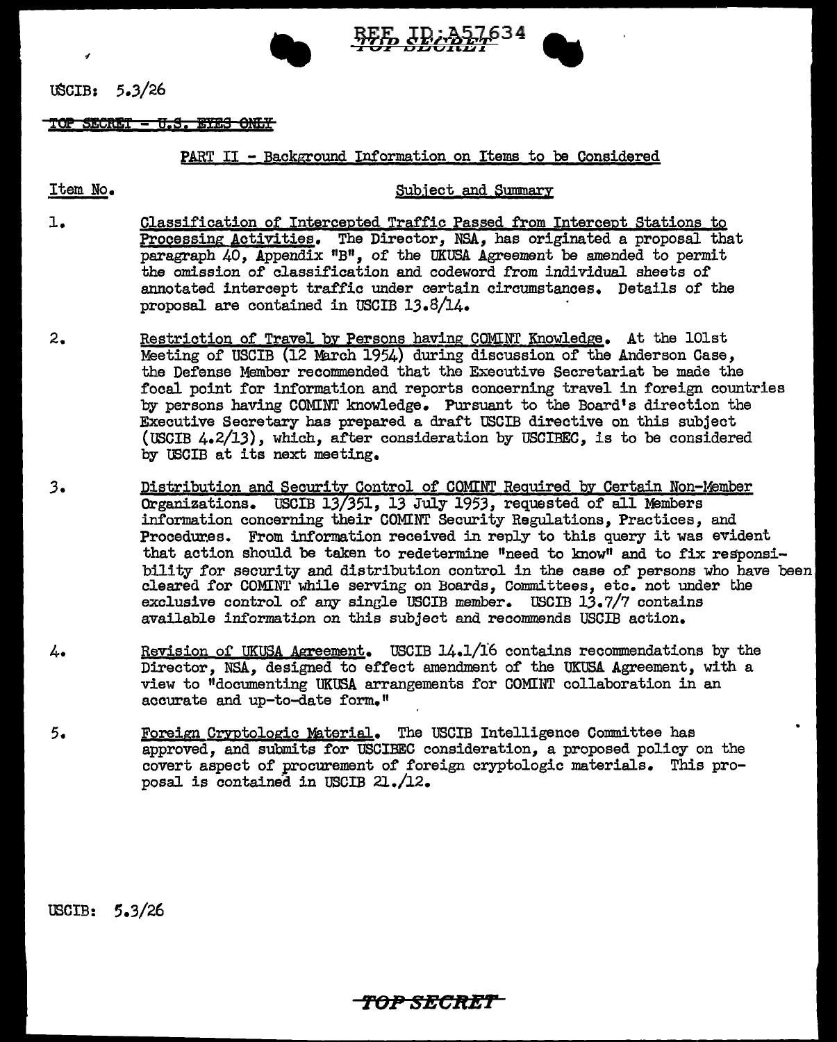USCIB: 5.3/26

~~TOP SECRET - U.S. EYES ONLY~~

PART II - Background Information on Items to be Considered

| Item No. | Subject and Summary |
|---|---|
| 1. | Classification of Intercepted Traffic Passed from Intercept Stations to Processing Activities. The Director, NSA, has originated a proposal that paragraph 40, Appendix "B", of the UKUSA Agreement be amended to permit the omission of classification and codeword from individual sheets of annotated intercept traffic under certain circumstances. Details of the proposal are contained in USCIB 13.8/14. |
| 2. | Restriction of Travel by Persons having COMINT Knowledge. At the 101st Meeting of USCIB (12 March 1954) during discussion of the Anderson Case, the Defense Member recommended that the Executive Secretariat be made the focal point for information and reports concerning travel in foreign countries by persons having COMINT knowledge. Pursuant to the Board's direction the Executive Secretary has prepared a draft USCIB directive on this subject (USCIB 4.2/13), which, after consideration by USCIBEC, is to be considered by USCIB at its next meeting. |
| 3. | Distribution and Security Control of COMINT Required by Certain Non-Member Organizations. USCIB 13/351, 13 July 1953, requested of all Members information concerning their COMINT Security Regulations, Practices, and Procedures. From information received in reply to this query it was evident that action should be taken to redetermine "need to know" and to fix responsibility for security and distribution control in the case of persons who have been cleared for COMINT while serving on Boards, Committees, etc. not under the exclusive control of any single USCIB member. USCIB 13.7/7 contains available information on this subject and recommends USCIB action. |
| 4. | Revision of UKUSA Agreement. USCIB 14.1/16 contains recommendations by the Director, NSA, designed to effect amendment of the UKUSA Agreement, with a view to "documenting UKUSA arrangements for COMINT collaboration in an accurate and up-to-date form." |
| 5. | Foreign Cryptologic Material. The USCIB Intelligence Committee has approved, and submits for USCIBEC consideration, a proposed policy on the covert aspect of procurement of foreign cryptologic materials. This proposal is contained in USCIB 21./12. |

USCIB: 5.3/26